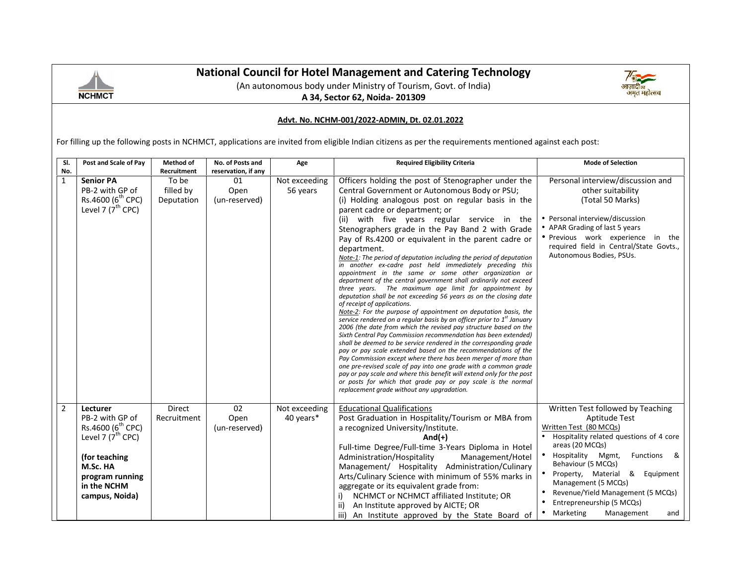# National Council for Hotel Management and Catering Technology

(An autonomous body under Ministry of Tourism, Govt. of India)

**A 34, Sector 62, Noida- 201309**

**Advt. No. NCHM-001/2022-ADMIN, Dt. 02.01.2022**

For filling up the following posts in NCHMCT, applications are invited from eligible Indian citizens as per the requirements mentioned against each post:

| Sl. No. | Post and Scale of Pay | Method of Recruitment | No. of Posts and reservation, if any | Age | Required Eligibility Criteria | Mode of Selection |
|---|---|---|---|---|---|---|
| 1 | **Senior PA** PB-2 with GP of Rs.4600 (6th CPC) Level 7 (7th CPC) | To be filled by Deputation | 01 Open (un-reserved) | Not exceeding 56 years | Officers holding the post of Stenographer under the Central Government or Autonomous Body or PSU; (i) Holding analogous post on regular basis in the parent cadre or department; or (ii) with five years regular service in the Stenographers grade in the Pay Band 2 with Grade Pay of Rs.4200 or equivalent in the parent cadre or department. <br> *<u>Note-1</u>: The period of deputation including the period of deputation in another ex-cadre post held immediately preceding this appointment in the same or some other organization or department of the central government shall ordinarily not exceed three years. The maximum age limit for appointment by deputation shall be not exceeding 56 years as on the closing date of receipt of applications.* <br> *<u>Note-2</u>: For the purpose of appointment on deputation basis, the service rendered on a regular basis by an officer prior to 1st January 2006 (the date from which the revised pay structure based on the Sixth Central Pay Commission recommendation has been extended) shall be deemed to be service rendered in the corresponding grade pay or pay scale extended based on the recommendations of the Pay Commission except where there has been merger of more than one pre-revised scale of pay into one grade with a common grade pay or pay scale and where this benefit will extend only for the post or posts for which that grade pay or pay scale is the normal replacement grade without any upgradation.* | Personal interview/discussion and other suitability (Total 50 Marks) <br> • Personal interview/discussion <br> • APAR Grading of last 5 years <br> • Previous work experience in the required field in Central/State Govts., Autonomous Bodies, PSUs. |
| 2 | **Lecturer** PB-2 with GP of Rs.4600 (6th CPC) Level 7 (7th CPC) <br><br> **(for teaching M.Sc. HA program running in the NCHM campus, Noida)** | Direct Recruitment | 02 Open (un-reserved) | Not exceeding 40 years* | <u>Educational Qualifications</u> <br> Post Graduation in Hospitality/Tourism or MBA from a recognized University/Institute. <br> **And(+)** <br> Full-time Degree/Full-time 3-Years Diploma in Hotel Administration/Hospitality Management/Hotel Management/ Hospitality Administration/Culinary Arts/Culinary Science with minimum of 55% marks in aggregate or its equivalent grade from: <br> i) NCHMCT or NCHMCT affiliated Institute; OR <br> ii) An Institute approved by AICTE; OR <br> iii) An Institute approved by the State Board of | Written Test followed by Teaching Aptitude Test <br> <u>Written Test (80 MCQs)</u> <br> • Hospitality related questions of 4 core areas (20 MCQs) <br> • Hospitality Mgmt, Functions & Behaviour (5 MCQs) <br> • Property, Material & Equipment Management (5 MCQs) <br> • Revenue/Yield Management (5 MCQs) <br> • Entrepreneurship (5 MCQs) <br> • Marketing Management and |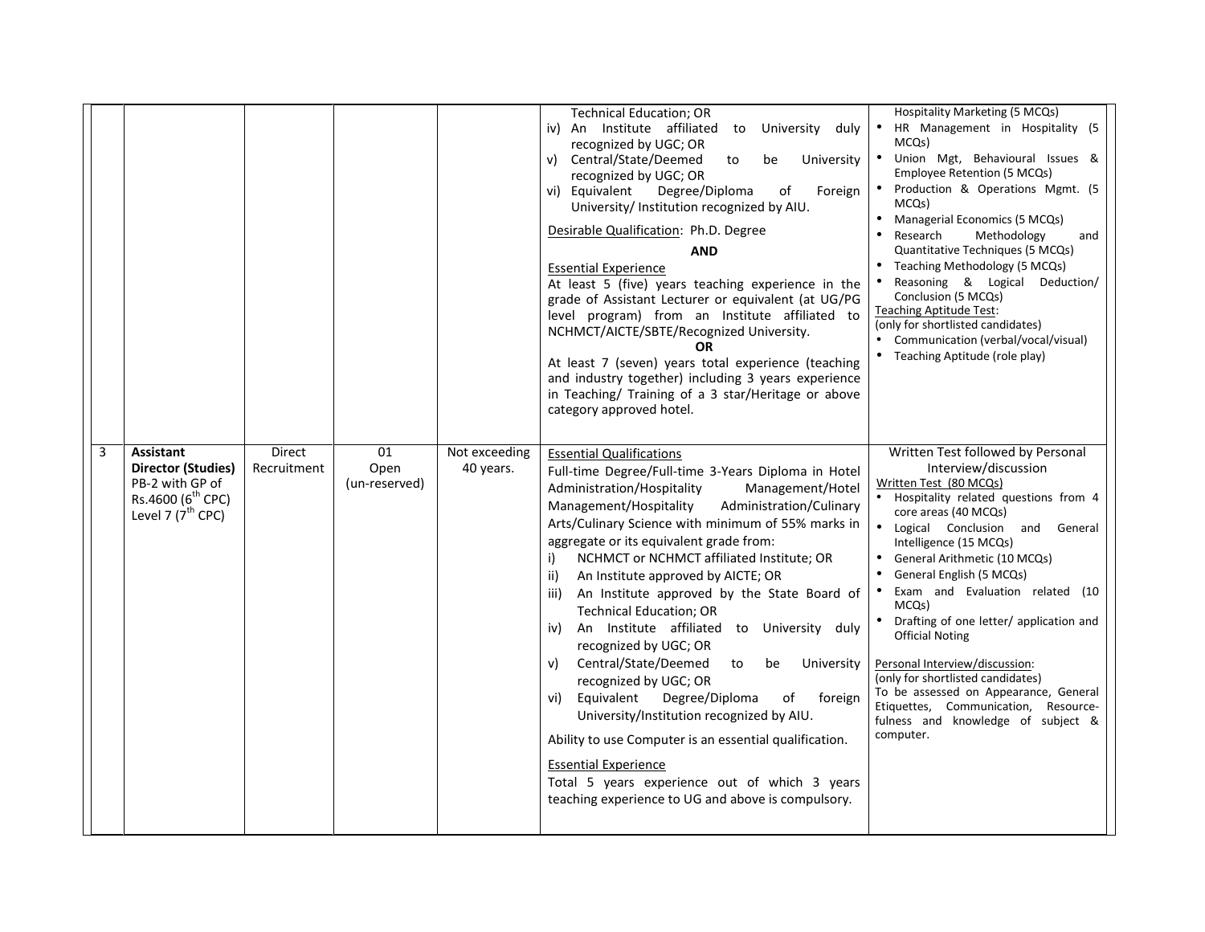| | | | | | | |
|---|---|---|---|---|---|---|
| | | | | | Technical Education; OR<br>iv) An Institute affiliated to University duly recognized by UGC; OR<br>v) Central/State/Deemed to be University recognized by UGC; OR<br>vi) Equivalent Degree/Diploma of Foreign University/ Institution recognized by AIU.<br><br>Desirable Qualification: Ph.D. Degree<br><br>**AND**<br><br>Essential Experience<br>At least 5 (five) years teaching experience in the grade of Assistant Lecturer or equivalent (at UG/PG level program) from an Institute affiliated to NCHMCT/AICTE/SBTE/Recognized University.<br>**OR**<br>At least 7 (seven) years total experience (teaching and industry together) including 3 years experience in Teaching/ Training of a 3 star/Heritage or above category approved hotel. | Hospitality Marketing (5 MCQs)<br>• HR Management in Hospitality (5 MCQs)<br>• Union Mgt, Behavioural Issues & Employee Retention (5 MCQs)<br>• Production & Operations Mgmt. (5 MCQs)<br>• Managerial Economics (5 MCQs)<br>• Research Methodology and Quantitative Techniques (5 MCQs)<br>• Teaching Methodology (5 MCQs)<br>• Reasoning & Logical Deduction/ Conclusion (5 MCQs)<br>Teaching Aptitude Test:<br>(only for shortlisted candidates)<br>• Communication (verbal/vocal/visual)<br>• Teaching Aptitude (role play) |
| 3 | **Assistant Director (Studies)**<br>PB-2 with GP of Rs.4600 (6th CPC)<br>Level 7 (7th CPC) | Direct Recruitment | 01<br>Open<br>(un-reserved) | Not exceeding 40 years. | Essential Qualifications<br>Full-time Degree/Full-time 3-Years Diploma in Hotel Administration/Hospitality Management/Hotel Management/Hospitality Administration/Culinary Arts/Culinary Science with minimum of 55% marks in aggregate or its equivalent grade from:<br>i) NCHMCT or NCHMCT affiliated Institute; OR<br>ii) An Institute approved by AICTE; OR<br>iii) An Institute approved by the State Board of Technical Education; OR<br>iv) An Institute affiliated to University duly recognized by UGC; OR<br>v) Central/State/Deemed to be University recognized by UGC; OR<br>vi) Equivalent Degree/Diploma of foreign University/Institution recognized by AIU.<br><br>Ability to use Computer is an essential qualification.<br><br>Essential Experience<br>Total 5 years experience out of which 3 years teaching experience to UG and above is compulsory. | Written Test followed by Personal Interview/discussion<br>Written Test (80 MCQs)<br>• Hospitality related questions from 4 core areas (40 MCQs)<br>• Logical Conclusion and General Intelligence (15 MCQs)<br>• General Arithmetic (10 MCQs)<br>• General English (5 MCQs)<br>• Exam and Evaluation related (10 MCQs)<br>• Drafting of one letter/ application and Official Noting<br><br>Personal Interview/discussion:<br>(only for shortlisted candidates)<br>To be assessed on Appearance, General Etiquettes, Communication, Resource-fulness and knowledge of subject & computer. |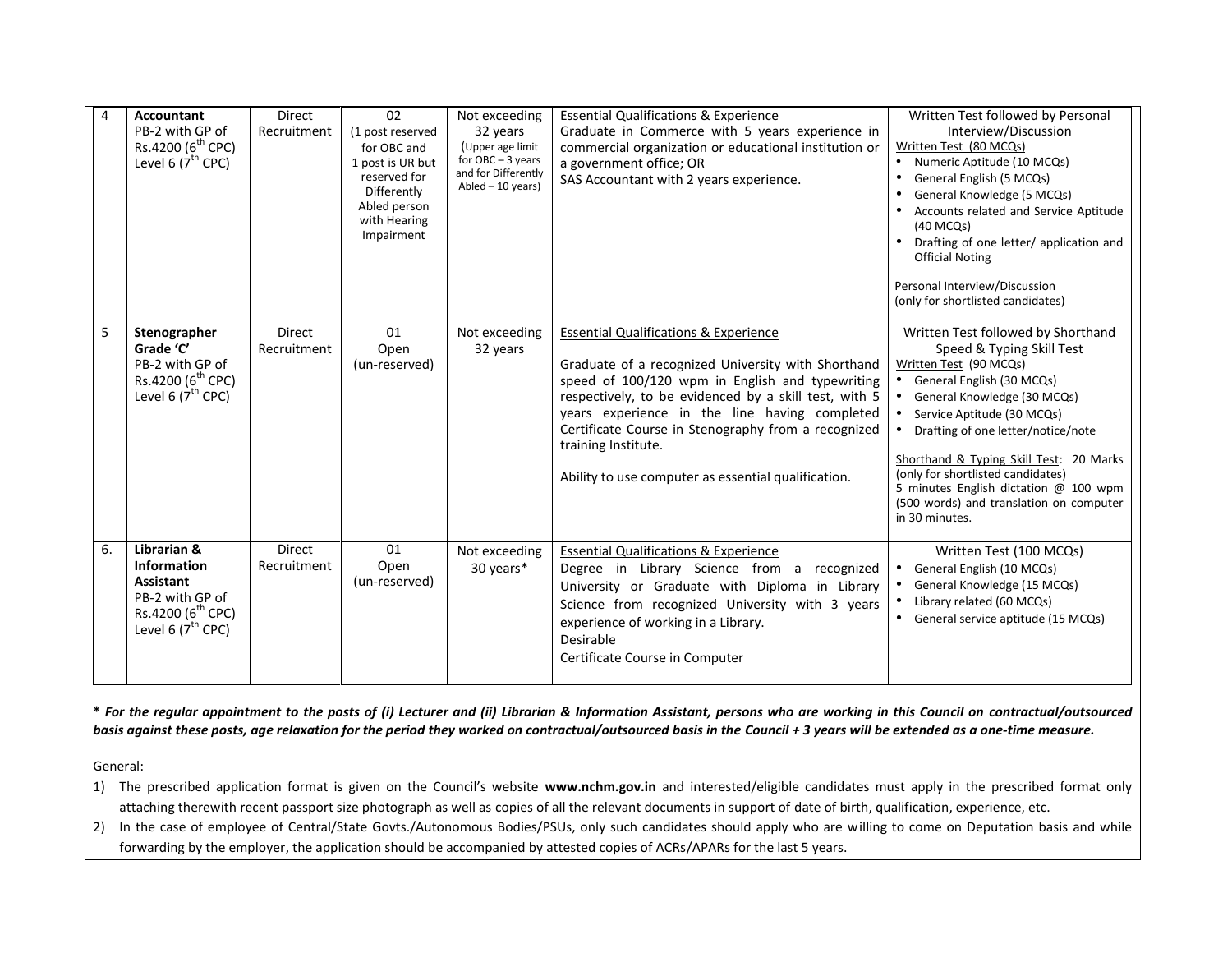| 4 | **Accountant** PB-2 with GP of Rs.4200 (6th CPC) Level 6 (7th CPC) | Direct Recruitment | 02 (1 post reserved for OBC and 1 post is UR but reserved for Differently Abled person with Hearing Impairment | Not exceeding 32 years (Upper age limit for OBC – 3 years and for Differently Abled – 10 years) | Essential Qualifications & Experience<br>Graduate in Commerce with 5 years experience in commercial organization or educational institution or a government office; OR<br>SAS Accountant with 2 years experience. | Written Test followed by Personal Interview/Discussion<br>Written Test (80 MCQs)<br>• Numeric Aptitude (10 MCQs)<br>• General English (5 MCQs)<br>• General Knowledge (5 MCQs)<br>• Accounts related and Service Aptitude (40 MCQs)<br>• Drafting of one letter/ application and Official Noting<br><br>Personal Interview/Discussion<br>(only for shortlisted candidates) |
|---|---|---|---|---|---|---|
| 5 | **Stenographer Grade 'C'** PB-2 with GP of Rs.4200 (6th CPC) Level 6 (7th CPC) | Direct Recruitment | 01 Open (un-reserved) | Not exceeding 32 years | Essential Qualifications & Experience<br><br>Graduate of a recognized University with Shorthand speed of 100/120 wpm in English and typewriting respectively, to be evidenced by a skill test, with 5 years experience in the line having completed Certificate Course in Stenography from a recognized training Institute.<br><br>Ability to use computer as essential qualification. | Written Test followed by Shorthand Speed & Typing Skill Test<br>Written Test (90 MCQs)<br>• General English (30 MCQs)<br>• General Knowledge (30 MCQs)<br>• Service Aptitude (30 MCQs)<br>• Drafting of one letter/notice/note<br><br>Shorthand & Typing Skill Test: 20 Marks<br>(only for shortlisted candidates)<br>5 minutes English dictation @ 100 wpm (500 words) and translation on computer in 30 minutes. |
| 6. | **Librarian & Information Assistant** PB-2 with GP of Rs.4200 (6th CPC) Level 6 (7th CPC) | Direct Recruitment | 01 Open (un-reserved) | Not exceeding 30 years* | Essential Qualifications & Experience<br>Degree in Library Science from a recognized University or Graduate with Diploma in Library Science from recognized University with 3 years experience of working in a Library.<br>Desirable<br>Certificate Course in Computer | Written Test (100 MCQs)<br>• General English (10 MCQs)<br>• General Knowledge (15 MCQs)<br>• Library related (60 MCQs)<br>• General service aptitude (15 MCQs) |

***For the regular appointment to the posts of (i) Lecturer and (ii) Librarian & Information Assistant, persons who are working in this Council on contractual/outsourced basis against these posts, age relaxation for the period they worked on contractual/outsourced basis in the Council + 3 years will be extended as a one-time measure.***

General:

1) The prescribed application format is given on the Council's website **www.nchm.gov.in** and interested/eligible candidates must apply in the prescribed format only attaching therewith recent passport size photograph as well as copies of all the relevant documents in support of date of birth, qualification, experience, etc.
2) In the case of employee of Central/State Govts./Autonomous Bodies/PSUs, only such candidates should apply who are willing to come on Deputation basis and while forwarding by the employer, the application should be accompanied by attested copies of ACRs/APARs for the last 5 years.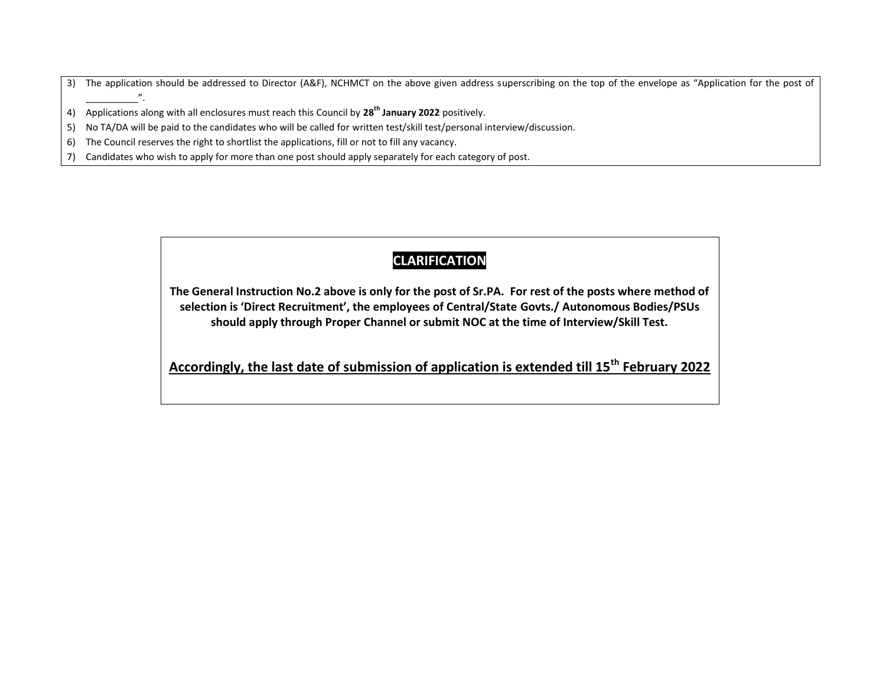3) The application should be addressed to Director (A&F), NCHMCT on the above given address superscribing on the top of the envelope as "Application for the post of __________".
4) Applications along with all enclosures must reach this Council by **28th January 2022** positively.
5) No TA/DA will be paid to the candidates who will be called for written test/skill test/personal interview/discussion.
6) The Council reserves the right to shortlist the applications, fill or not to fill any vacancy.
7) Candidates who wish to apply for more than one post should apply separately for each category of post.

## CLARIFICATION

**The General Instruction No.2 above is only for the post of Sr.PA. For rest of the posts where method of selection is 'Direct Recruitment', the employees of Central/State Govts./ Autonomous Bodies/PSUs should apply through Proper Channel or submit NOC at the time of Interview/Skill Test.**

**Accordingly, the last date of submission of application is extended till 15th February 2022**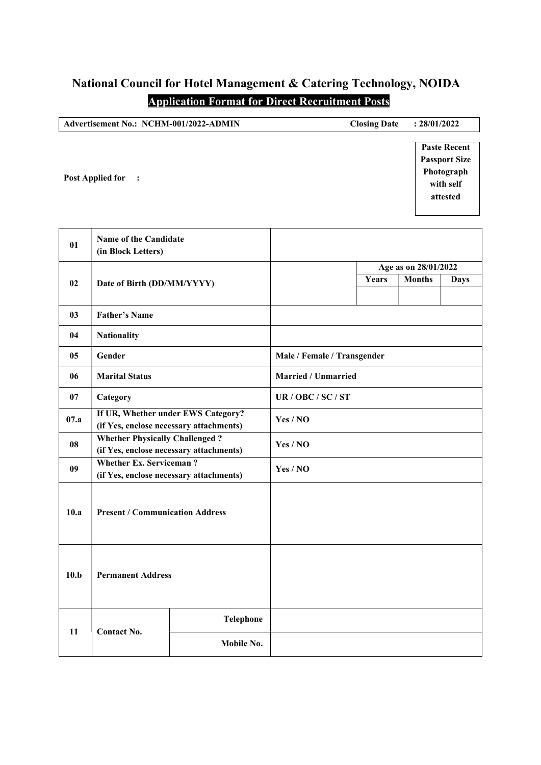# National Council for Hotel Management & Catering Technology, NOIDA

## Application Format for Direct Recruitment Posts

| Advertisement No.: NCHM-001/2022-ADMIN | Closing Date : 28/01/2022 |
|---|---|

**Post Applied for :**

**Paste Recent Passport Size Photograph with self attested**

| | | | | | | |
|---|---|---|---|---|---|---|
| 01 | Name of the Candidate (in Block Letters) | | | | | |
| 02 | Date of Birth (DD/MM/YYYY) | | | Age as on 28/01/2022 | | |
| | | | | Years | Months | Days |
| | | | | | | |
| 03 | Father's Name | | | | | |
| 04 | Nationality | | | | | |
| 05 | Gender | | Male / Female / Transgender | | | |
| 06 | Marital Status | | Married / Unmarried | | | |
| 07 | Category | | UR / OBC / SC / ST | | | |
| 07.a | If UR, Whether under EWS Category? (if Yes, enclose necessary attachments) | | Yes / NO | | | |
| 08 | Whether Physically Challenged ? (if Yes, enclose necessary attachments) | | Yes / NO | | | |
| 09 | Whether Ex. Serviceman ? (if Yes, enclose necessary attachments) | | Yes / NO | | | |
| 10.a | Present / Communication Address | | | | | |
| 10.b | Permanent Address | | | | | |
| 11 | Contact No. | Telephone | | | | |
| | | Mobile No. | | | | |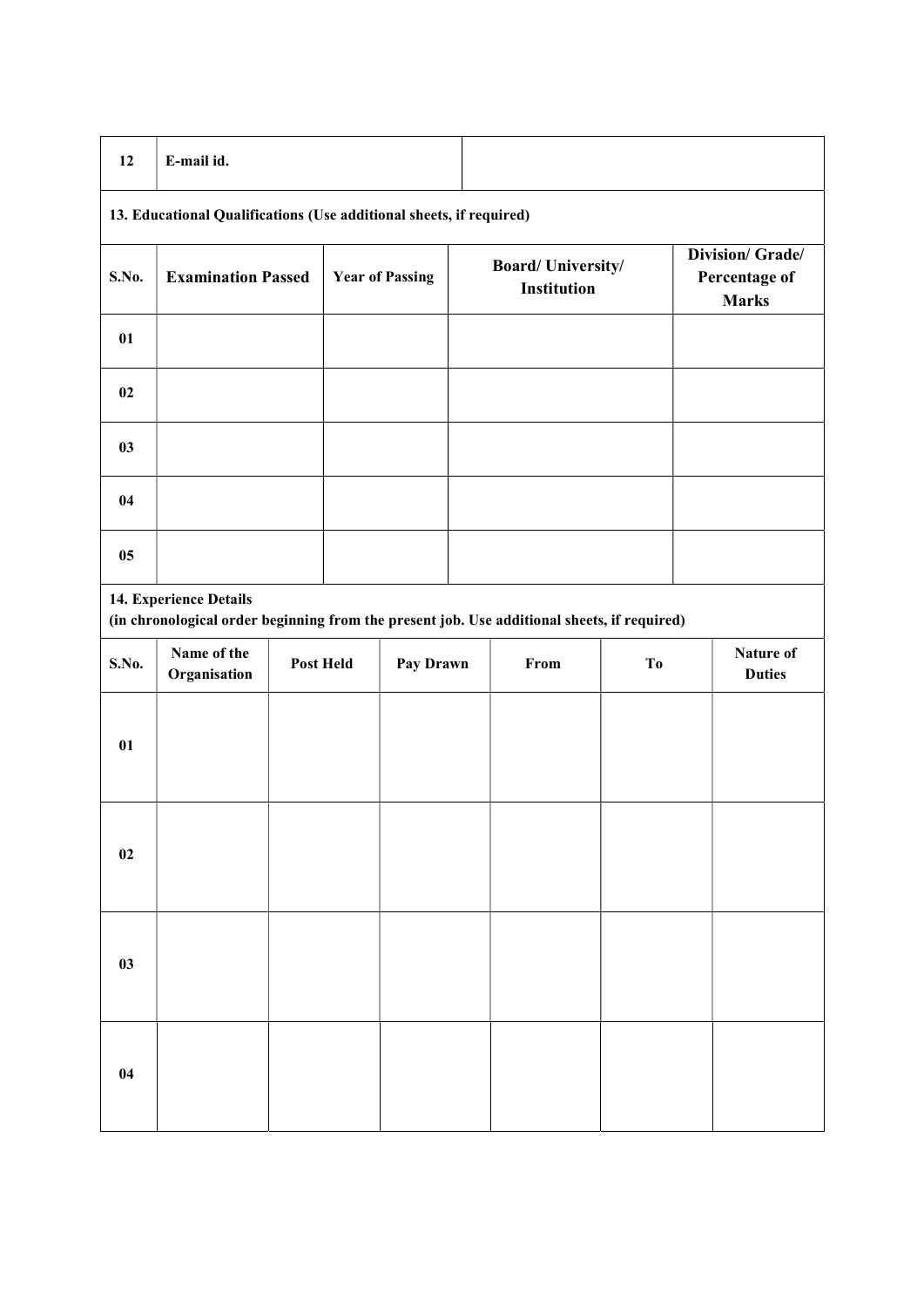| 12 | E-mail id. | |
|---|---|---|

**13. Educational Qualifications (Use additional sheets, if required)**

| S.No. | Examination Passed | Year of Passing | Board/ University/ Institution | Division/ Grade/ Percentage of Marks |
|---|---|---|---|---|
| 01 | | | | |
| 02 | | | | |
| 03 | | | | |
| 04 | | | | |
| 05 | | | | |

**14. Experience Details**
**(in chronological order beginning from the present job. Use additional sheets, if required)**

| S.No. | Name of the Organisation | Post Held | Pay Drawn | From | To | Nature of Duties |
|---|---|---|---|---|---|---|
| 01 | | | | | | |
| 02 | | | | | | |
| 03 | | | | | | |
| 04 | | | | | | |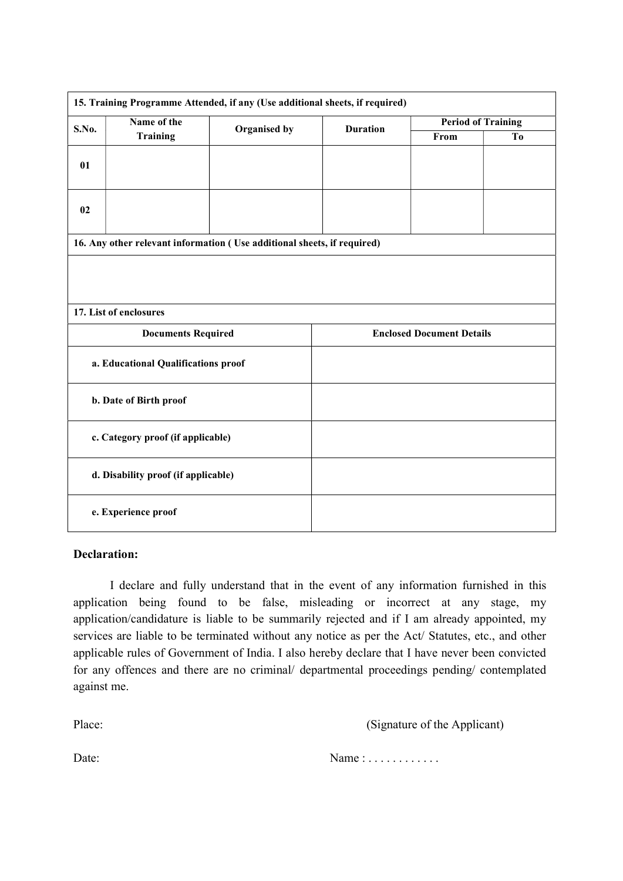**15. Training Programme Attended, if any (Use additional sheets, if required)**

| S.No. | Name of the Training | Organised by | Duration | Period of Training | |
|---|---|---|---|---|---|
| | | | | From | To |
| 01 | | | | | |
| 02 | | | | | |

**16. Any other relevant information ( Use additional sheets, if required)**

**17. List of enclosures**

| Documents Required | Enclosed Document Details |
|---|---|
| **a. Educational Qualifications proof** | |
| **b. Date of Birth proof** | |
| **c. Category proof (if applicable)** | |
| **d. Disability proof (if applicable)** | |
| **e. Experience proof** | |

**Declaration:**

I declare and fully understand that in the event of any information furnished in this application being found to be false, misleading or incorrect at any stage, my application/candidature is liable to be summarily rejected and if I am already appointed, my services are liable to be terminated without any notice as per the Act/ Statutes, etc., and other applicable rules of Government of India. I also hereby declare that I have never been convicted for any offences and there are no criminal/ departmental proceedings pending/ contemplated against me.

Place: (Signature of the Applicant)

Date: Name : . . . . . . . . . . . .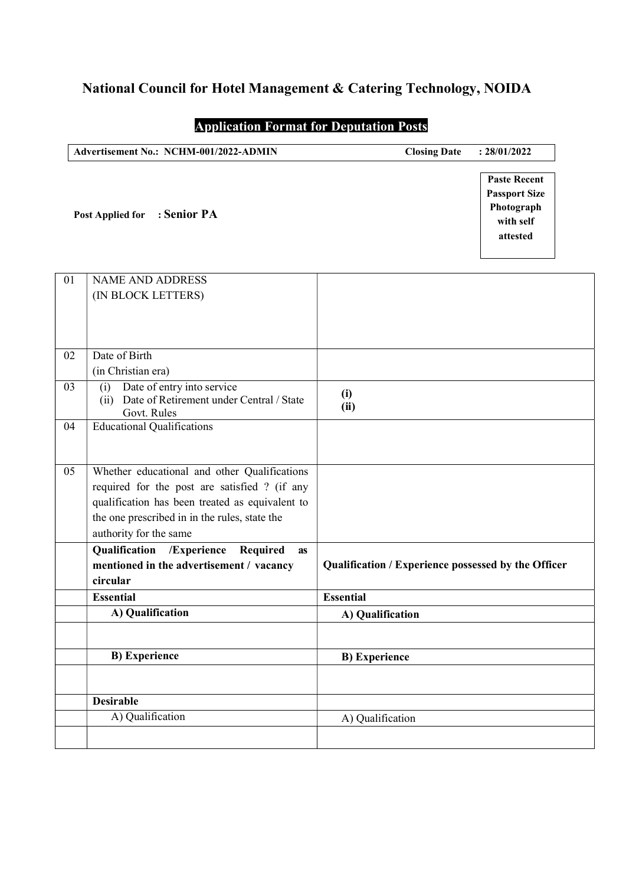# National Council for Hotel Management & Catering Technology, NOIDA

## Application Format for Deputation Posts

**Advertisement No.: NCHM-001/2022-ADMIN** **Closing Date : 28/01/2022**

**Post Applied for : Senior PA**

**Paste Recent Passport Size Photograph with self attested**

| | | |
|---|---|---|
| 01 | NAME AND ADDRESS (IN BLOCK LETTERS) | |
| 02 | Date of Birth (in Christian era) | |
| 03 | (i) Date of entry into service<br>(ii) Date of Retirement under Central / State Govt. Rules | **(i)**<br>**(ii)** |
| 04 | Educational Qualifications | |
| 05 | Whether educational and other Qualifications required for the post are satisfied ? (if any qualification has been treated as equivalent to the one prescribed in in the rules, state the authority for the same | |
| | **Qualification /Experience Required as mentioned in the advertisement / vacancy circular** | **Qualification / Experience possessed by the Officer** |
| | **Essential** | **Essential** |
| | **A) Qualification** | **A) Qualification** |
| | | |
| | **B) Experience** | **B) Experience** |
| | | |
| | **Desirable** | |
| | A) Qualification | A) Qualification |
| | | |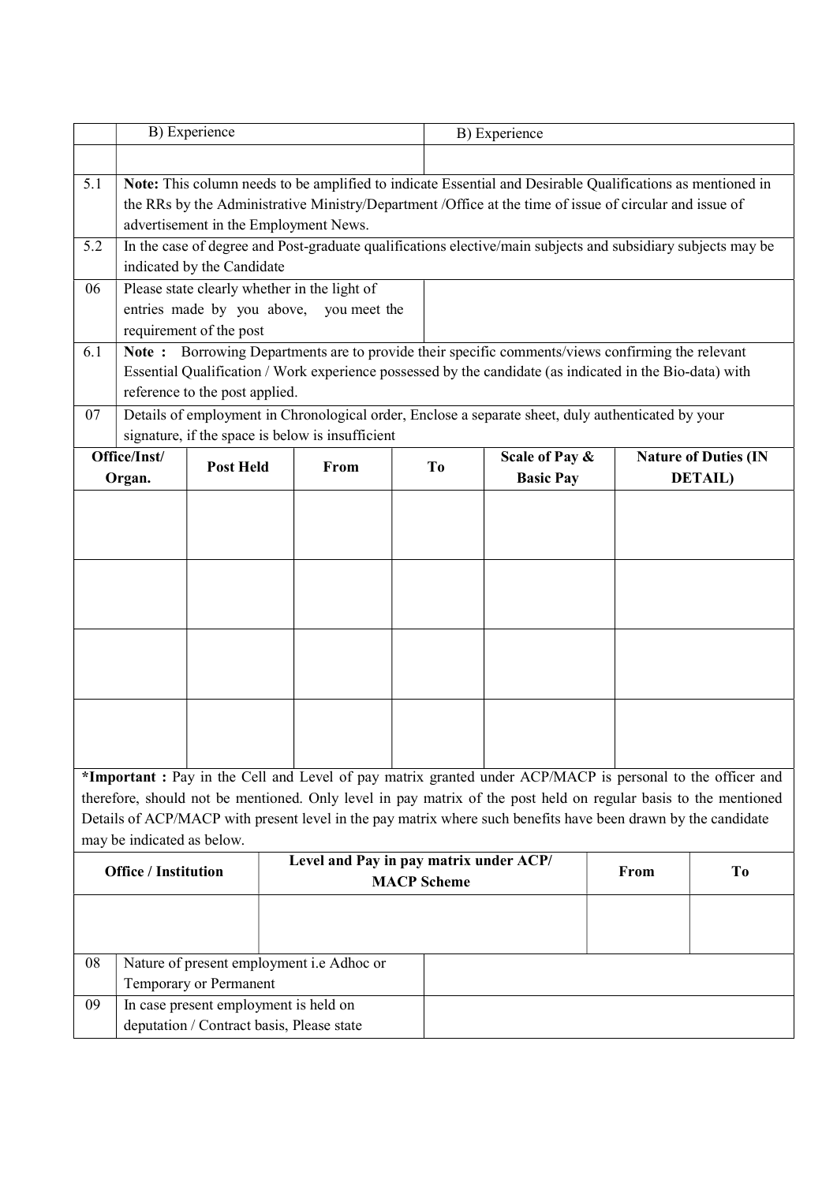| | B) Experience | B) Experience |
|---|---|---|
| | | |
| 5.1 | **Note:** This column needs to be amplified to indicate Essential and Desirable Qualifications as mentioned in the RRs by the Administrative Ministry/Department /Office at the time of issue of circular and issue of advertisement in the Employment News. | |
| 5.2 | In the case of degree and Post-graduate qualifications elective/main subjects and subsidiary subjects may be indicated by the Candidate | |
| 06 | Please state clearly whether in the light of entries made by you above, you meet the requirement of the post | |
| 6.1 | **Note :** Borrowing Departments are to provide their specific comments/views confirming the relevant Essential Qualification / Work experience possessed by the candidate (as indicated in the Bio-data) with reference to the post applied. | |
| 07 | Details of employment in Chronological order, Enclose a separate sheet, duly authenticated by your signature, if the space is below is insufficient | |

| Office/Inst/ Organ. | Post Held | From | To | Scale of Pay & Basic Pay | Nature of Duties (IN DETAIL) |
|---|---|---|---|---|---|
| | | | | | |
| | | | | | |
| | | | | | |
| | | | | | |

***Important :** Pay in the Cell and Level of pay matrix granted under ACP/MACP is personal to the officer and therefore, should not be mentioned. Only level in pay matrix of the post held on regular basis to the mentioned Details of ACP/MACP with present level in the pay matrix where such benefits have been drawn by the candidate may be indicated as below.

| Office / Institution | Level and Pay in pay matrix under ACP/ MACP Scheme | From | To |
|---|---|---|---|
| | | | |

| | | |
|---|---|---|
| 08 | Nature of present employment i.e Adhoc or Temporary or Permanent | |
| 09 | In case present employment is held on deputation / Contract basis, Please state | |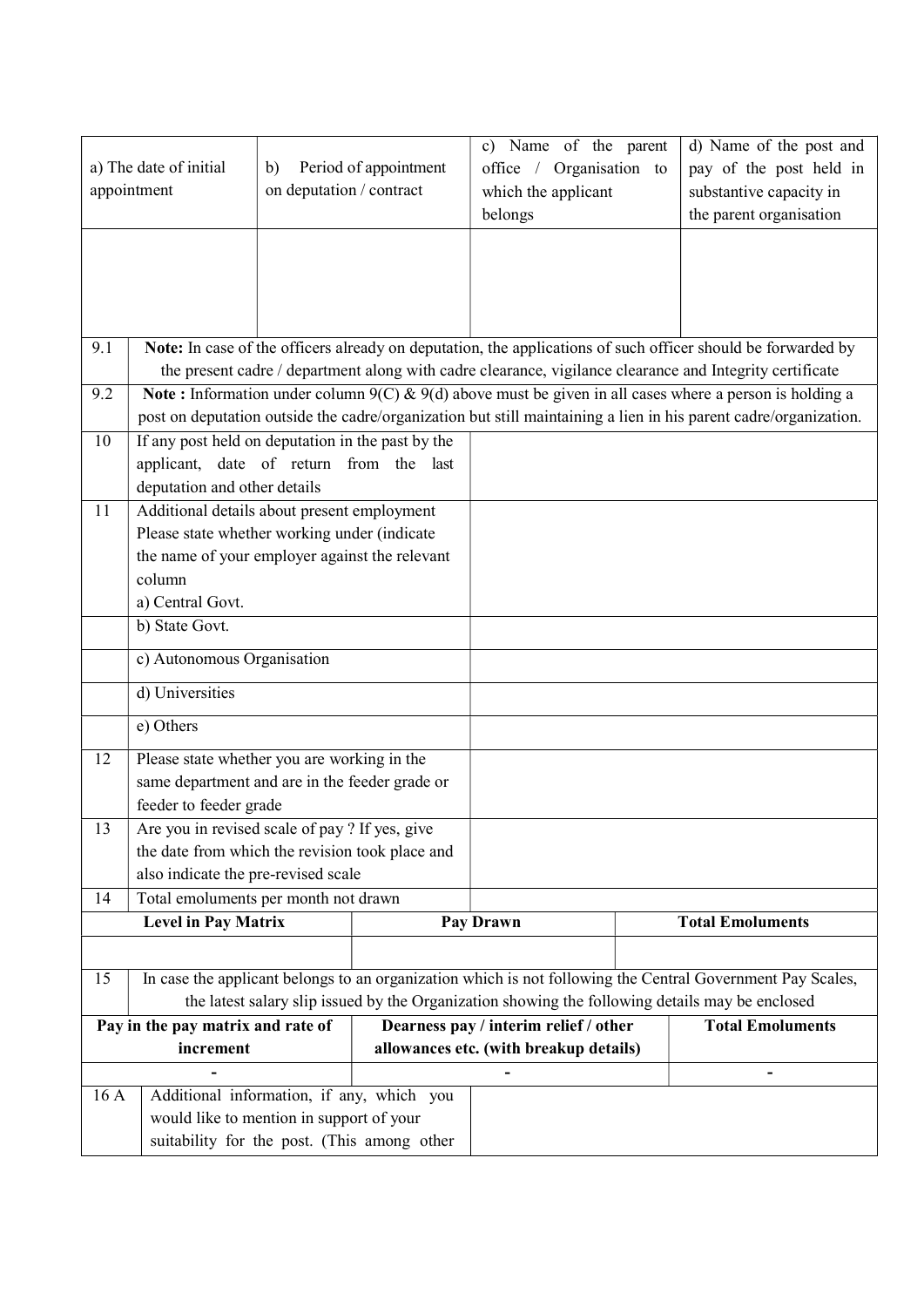| a) The date of initial appointment | b) Period of appointment on deputation / contract | c) Name of the parent office / Organisation to which the applicant belongs | d) Name of the post and pay of the post held in substantive capacity in the parent organisation |
| --- | --- | --- | --- |
| | | | |

| | | |
| --- | --- | --- |
| 9.1 | **Note:** In case of the officers already on deputation, the applications of such officer should be forwarded by the present cadre / department along with cadre clearance, vigilance clearance and Integrity certificate | |
| 9.2 | **Note :** Information under column 9(C) & 9(d) above must be given in all cases where a person is holding a post on deputation outside the cadre/organization but still maintaining a lien in his parent cadre/organization. | |
| 10 | If any post held on deputation in the past by the applicant, date of return from the last deputation and other details | |
| 11 | Additional details about present employment Please state whether working under (indicate the name of your employer against the relevant column<br>a) Central Govt. | |
| | b) State Govt. | |
| | c) Autonomous Organisation | |
| | d) Universities | |
| | e) Others | |
| 12 | Please state whether you are working in the same department and are in the feeder grade or feeder to feeder grade | |
| 13 | Are you in revised scale of pay ? If yes, give the date from which the revision took place and also indicate the pre-revised scale | |
| 14 | Total emoluments per month not drawn | |

| Level in Pay Matrix | Pay Drawn | Total Emoluments |
| --- | --- | --- |
| | | |

15 In case the applicant belongs to an organization which is not following the Central Government Pay Scales, the latest salary slip issued by the Organization showing the following details may be enclosed

| Pay in the pay matrix and rate of increment | Dearness pay / interim relief / other allowances etc. (with breakup details) | Total Emoluments |
| --- | --- | --- |
| - | - | - |

| | | |
| --- | --- | --- |
| 16 A | Additional information, if any, which you would like to mention in support of your suitability for the post. (This among other | |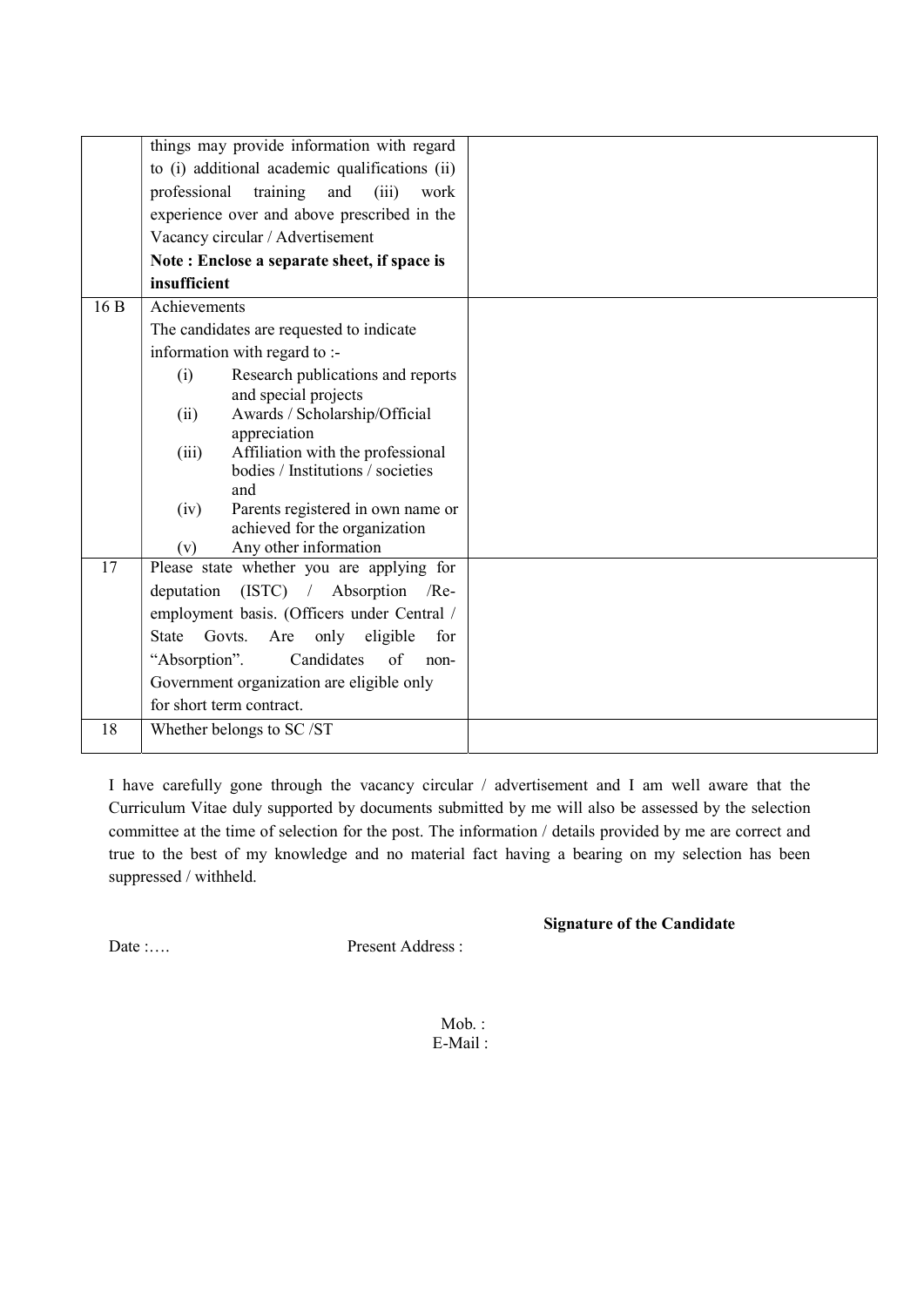|  |  |  |
| --- | --- | --- |
|  | things may provide information with regard to (i) additional academic qualifications (ii) professional training and (iii) work experience over and above prescribed in the Vacancy circular / Advertisement<br>**Note : Enclose a separate sheet, if space is insufficient** |  |
| 16 B | Achievements<br>The candidates are requested to indicate information with regard to :-<br>(i) Research publications and reports and special projects<br>(ii) Awards / Scholarship/Official appreciation<br>(iii) Affiliation with the professional bodies / Institutions / societies and<br>(iv) Parents registered in own name or achieved for the organization<br>(v) Any other information |  |
| 17 | Please state whether you are applying for deputation (ISTC) / Absorption /Re-employment basis. (Officers under Central / State Govts. Are only eligible for "Absorption". Candidates of non-Government organization are eligible only for short term contract. |  |
| 18 | Whether belongs to SC /ST |  |

I have carefully gone through the vacancy circular / advertisement and I am well aware that the Curriculum Vitae duly supported by documents submitted by me will also be assessed by the selection committee at the time of selection for the post. The information / details provided by me are correct and true to the best of my knowledge and no material fact having a bearing on my selection has been suppressed / withheld.

**Signature of the Candidate**

Date :….

Present Address :

Mob. :

E-Mail :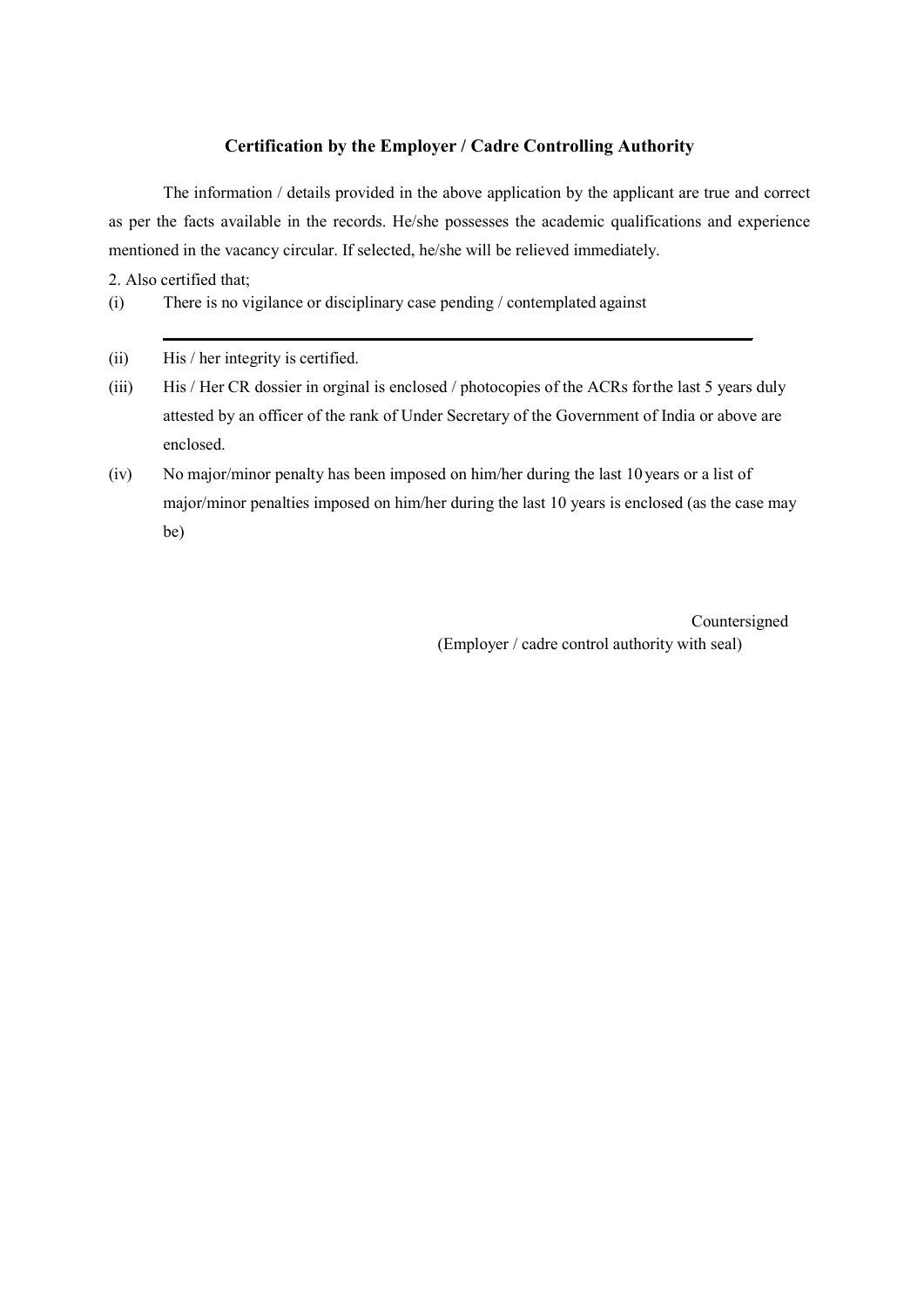### Certification by the Employer / Cadre Controlling Authority

The information / details provided in the above application by the applicant are true and correct as per the facts available in the records. He/she possesses the academic qualifications and experience mentioned in the vacancy circular. If selected, he/she will be relieved immediately.

2. Also certified that;

(i) There is no vigilance or disciplinary case pending / contemplated against

\_\_\_\_\_\_\_\_\_\_\_\_\_\_\_\_\_\_\_\_\_\_\_\_\_\_\_\_\_\_\_\_\_\_\_\_\_\_\_\_\_\_\_\_\_\_\_\_\_\_\_\_\_\_\_\_\_\_\_\_\_\_\_\_

(ii) His / her integrity is certified.

(iii) His / Her CR dossier in orginal is enclosed / photocopies of the ACRs for the last 5 years duly attested by an officer of the rank of Under Secretary of the Government of India or above are enclosed.

(iv) No major/minor penalty has been imposed on him/her during the last 10 years or a list of major/minor penalties imposed on him/her during the last 10 years is enclosed (as the case may be)

Countersigned

(Employer / cadre control authority with seal)